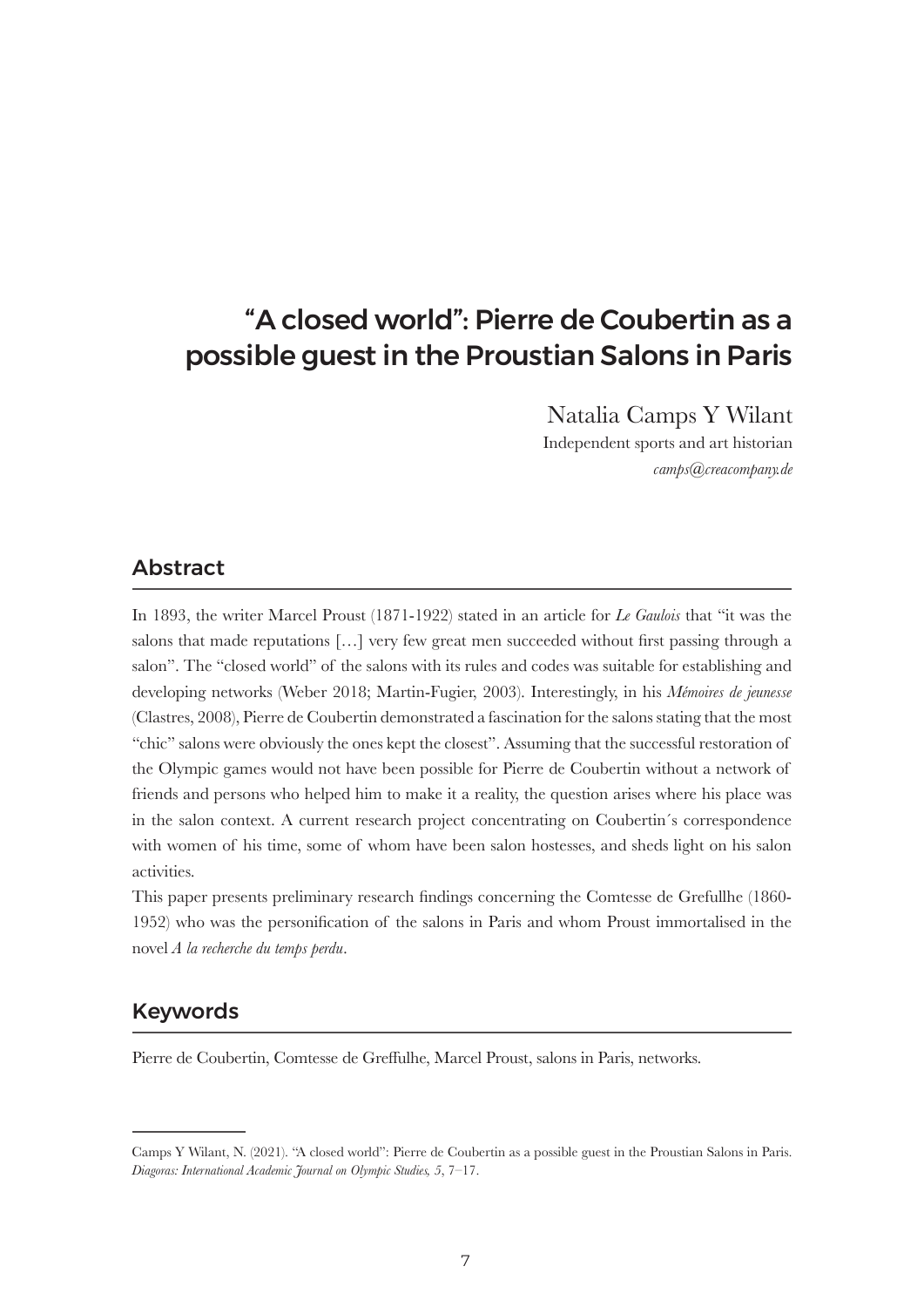# "A closed world": Pierre de Coubertin as a possible guest in the Proustian Salons in Paris

Natalia Camps Y Wilant

Independent sports and art historian

*camps@creacompany.de*

## Abstract

In 1893, the writer Marcel Proust (1871-1922) stated in an article for *Le Gaulois* that "it was the salons that made reputations […] very few great men succeeded without first passing through a salon". The "closed world" of the salons with its rules and codes was suitable for establishing and developing networks (Weber 2018; Martin-Fugier, 2003). Interestingly, in his *Mémoires de jeunesse* (Clastres, 2008), Pierre de Coubertin demonstrated a fascination for the salons stating that the most "chic" salons were obviously the ones kept the closest". Assuming that the successful restoration of the Olympic games would not have been possible for Pierre de Coubertin without a network of friends and persons who helped him to make it a reality, the question arises where his place was in the salon context. A current research project concentrating on Coubertin´s correspondence with women of his time, some of whom have been salon hostesses, and sheds light on his salon activities.

This paper presents preliminary research findings concerning the Comtesse de Grefullhe (1860-1952) who was the personification of the salons in Paris and whom Proust immortalised in the novel *A la recherche du temps perdu*.

## Keywords

Pierre de Coubertin, Comtesse de Greffulhe, Marcel Proust, salons in Paris, networks.

---

Camps Y Wilant, N. (2021). "A closed world": Pierre de Coubertin as a possible guest in the Proustian Salons in Paris. *Diagoras: International Academic Journal on Olympic Studies, 5*, 7–17.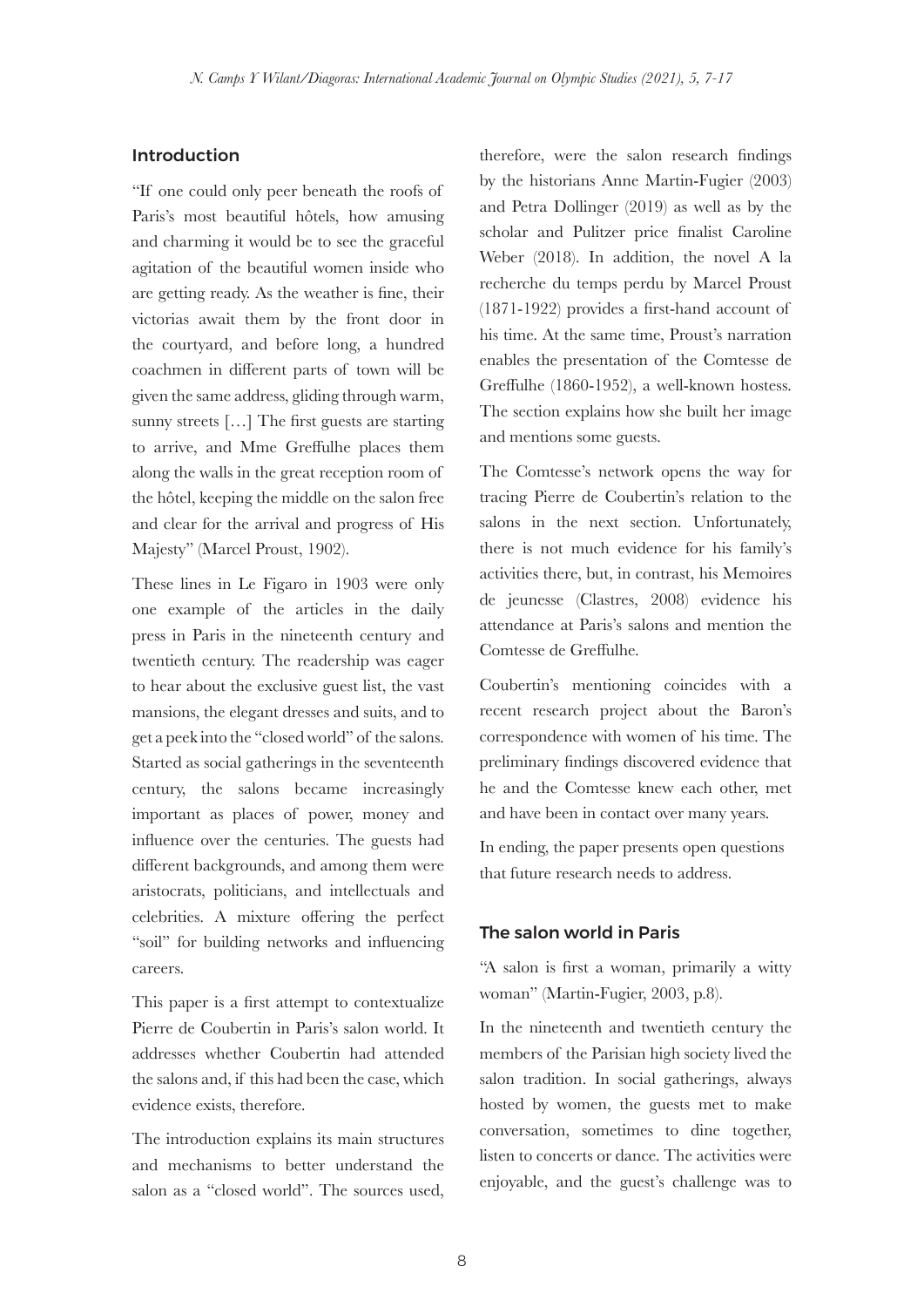## Introduction

"If one could only peer beneath the roofs of Paris's most beautiful hôtels, how amusing and charming it would be to see the graceful agitation of the beautiful women inside who are getting ready. As the weather is fine, their victorias await them by the front door in the courtyard, and before long, a hundred coachmen in different parts of town will be given the same address, gliding through warm, sunny streets […] The first guests are starting to arrive, and Mme Greffulhe places them along the walls in the great reception room of the hôtel, keeping the middle on the salon free and clear for the arrival and progress of His Majesty" (Marcel Proust, 1902).

These lines in Le Figaro in 1903 were only one example of the articles in the daily press in Paris in the nineteenth century and twentieth century. The readership was eager to hear about the exclusive guest list, the vast mansions, the elegant dresses and suits, and to get a peek into the "closed world" of the salons. Started as social gatherings in the seventeenth century, the salons became increasingly important as places of power, money and influence over the centuries. The guests had different backgrounds, and among them were aristocrats, politicians, and intellectuals and celebrities. A mixture offering the perfect "soil" for building networks and influencing careers.

This paper is a first attempt to contextualize Pierre de Coubertin in Paris's salon world. It addresses whether Coubertin had attended the salons and, if this had been the case, which evidence exists, therefore.

The introduction explains its main structures and mechanisms to better understand the salon as a "closed world". The sources used, therefore, were the salon research findings by the historians Anne Martin-Fugier (2003) and Petra Dollinger (2019) as well as by the scholar and Pulitzer price finalist Caroline Weber (2018). In addition, the novel A la recherche du temps perdu by Marcel Proust (1871-1922) provides a first-hand account of his time. At the same time, Proust's narration enables the presentation of the Comtesse de Greffulhe (1860-1952), a well-known hostess. The section explains how she built her image and mentions some guests.

The Comtesse's network opens the way for tracing Pierre de Coubertin's relation to the salons in the next section. Unfortunately, there is not much evidence for his family's activities there, but, in contrast, his Memoires de jeunesse (Clastres, 2008) evidence his attendance at Paris's salons and mention the Comtesse de Greffulhe.

Coubertin's mentioning coincides with a recent research project about the Baron's correspondence with women of his time. The preliminary findings discovered evidence that he and the Comtesse knew each other, met and have been in contact over many years.

In ending, the paper presents open questions that future research needs to address.

## The salon world in Paris

"A salon is first a woman, primarily a witty woman" (Martin-Fugier, 2003, p.8).

In the nineteenth and twentieth century the members of the Parisian high society lived the salon tradition. In social gatherings, always hosted by women, the guests met to make conversation, sometimes to dine together, listen to concerts or dance. The activities were enjoyable, and the guest's challenge was to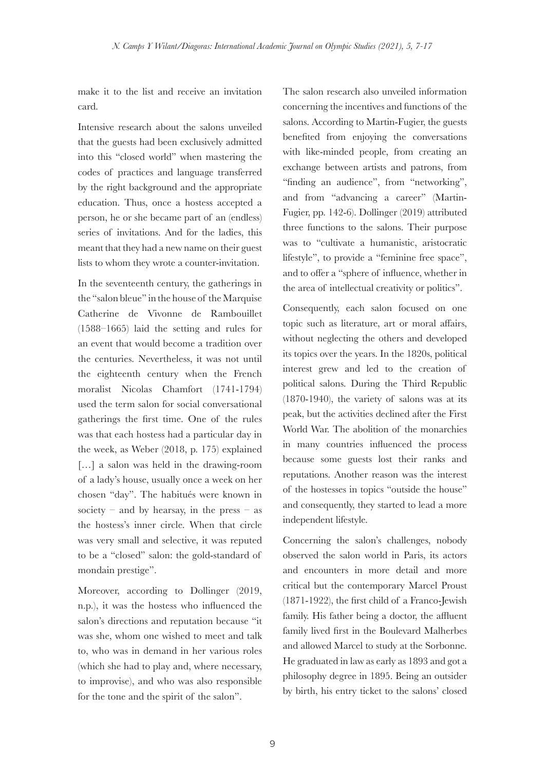make it to the list and receive an invitation card.

Intensive research about the salons unveiled that the guests had been exclusively admitted into this "closed world" when mastering the codes of practices and language transferred by the right background and the appropriate education. Thus, once a hostess accepted a person, he or she became part of an (endless) series of invitations. And for the ladies, this meant that they had a new name on their guest lists to whom they wrote a counter-invitation.

In the seventeenth century, the gatherings in the "salon bleue" in the house of the Marquise Catherine de Vivonne de Rambouillet (1588–1665) laid the setting and rules for an event that would become a tradition over the centuries. Nevertheless, it was not until the eighteenth century when the French moralist Nicolas Chamfort (1741-1794) used the term salon for social conversational gatherings the first time. One of the rules was that each hostess had a particular day in the week, as Weber (2018, p. 175) explained [...] a salon was held in the drawing-room of a lady's house, usually once a week on her chosen "day". The habitués were known in society – and by hearsay, in the press – as the hostess's inner circle. When that circle was very small and selective, it was reputed to be a "closed" salon: the gold-standard of mondain prestige".

Moreover, according to Dollinger (2019, n.p.), it was the hostess who influenced the salon's directions and reputation because "it was she, whom one wished to meet and talk to, who was in demand in her various roles (which she had to play and, where necessary, to improvise), and who was also responsible for the tone and the spirit of the salon".

The salon research also unveiled information concerning the incentives and functions of the salons. According to Martin-Fugier, the guests benefited from enjoying the conversations with like-minded people, from creating an exchange between artists and patrons, from "finding an audience", from "networking", and from "advancing a career" (Martin-Fugier, pp. 142-6). Dollinger (2019) attributed three functions to the salons. Their purpose was to "cultivate a humanistic, aristocratic lifestyle", to provide a "feminine free space", and to offer a "sphere of influence, whether in the area of intellectual creativity or politics".

Consequently, each salon focused on one topic such as literature, art or moral affairs, without neglecting the others and developed its topics over the years. In the 1820s, political interest grew and led to the creation of political salons. During the Third Republic (1870-1940), the variety of salons was at its peak, but the activities declined after the First World War. The abolition of the monarchies in many countries influenced the process because some guests lost their ranks and reputations. Another reason was the interest of the hostesses in topics "outside the house" and consequently, they started to lead a more independent lifestyle.

Concerning the salon's challenges, nobody observed the salon world in Paris, its actors and encounters in more detail and more critical but the contemporary Marcel Proust (1871-1922), the first child of a Franco-Jewish family. His father being a doctor, the affluent family lived first in the Boulevard Malherbes and allowed Marcel to study at the Sorbonne. He graduated in law as early as 1893 and got a philosophy degree in 1895. Being an outsider by birth, his entry ticket to the salons' closed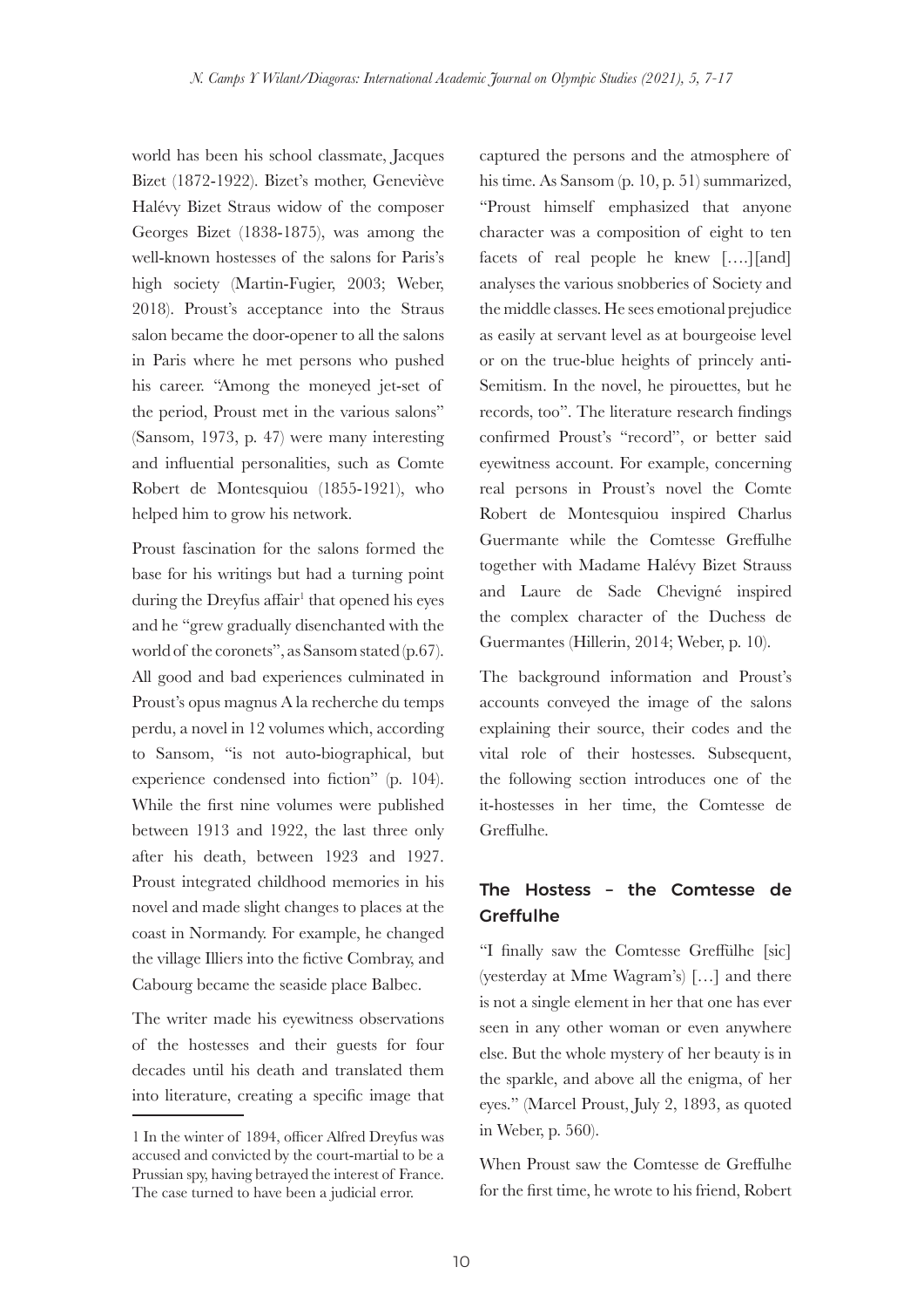world has been his school classmate, Jacques Bizet (1872-1922). Bizet's mother, Geneviève Halévy Bizet Straus widow of the composer Georges Bizet (1838-1875), was among the well-known hostesses of the salons for Paris's high society (Martin-Fugier, 2003; Weber, 2018). Proust's acceptance into the Straus salon became the door-opener to all the salons in Paris where he met persons who pushed his career. "Among the moneyed jet-set of the period, Proust met in the various salons" (Sansom, 1973, p. 47) were many interesting and influential personalities, such as Comte Robert de Montesquiou (1855-1921), who helped him to grow his network.

Proust fascination for the salons formed the base for his writings but had a turning point during the Dreyfus affair[1] that opened his eyes and he "grew gradually disenchanted with the world of the coronets", as Sansom stated (p.67). All good and bad experiences culminated in Proust's opus magnus A la recherche du temps perdu, a novel in 12 volumes which, according to Sansom, "is not auto-biographical, but experience condensed into fiction" (p. 104). While the first nine volumes were published between 1913 and 1922, the last three only after his death, between 1923 and 1927. Proust integrated childhood memories in his novel and made slight changes to places at the coast in Normandy. For example, he changed the village Illiers into the fictive Combray, and Cabourg became the seaside place Balbec.

The writer made his eyewitness observations of the hostesses and their guests for four decades until his death and translated them into literature, creating a specific image that captured the persons and the atmosphere of his time. As Sansom (p. 10, p. 51) summarized, "Proust himself emphasized that anyone character was a composition of eight to ten facets of real people he knew [….][and] analyses the various snobberies of Society and the middle classes. He sees emotional prejudice as easily at servant level as at bourgeoise level or on the true-blue heights of princely anti-Semitism. In the novel, he pirouettes, but he records, too". The literature research findings confirmed Proust's "record", or better said eyewitness account. For example, concerning real persons in Proust's novel the Comte Robert de Montesquiou inspired Charlus Guermante while the Comtesse Greffulhe together with Madame Halévy Bizet Strauss and Laure de Sade Chevigné inspired the complex character of the Duchess de Guermantes (Hillerin, 2014; Weber, p. 10).

The background information and Proust's accounts conveyed the image of the salons explaining their source, their codes and the vital role of their hostesses. Subsequent, the following section introduces one of the it-hostesses in her time, the Comtesse de Greffulhe.

## The Hostess – the Comtesse de Greffulhe

"I finally saw the Comtesse Greffülhe [sic] (yesterday at Mme Wagram's) […] and there is not a single element in her that one has ever seen in any other woman or even anywhere else. But the whole mystery of her beauty is in the sparkle, and above all the enigma, of her eyes." (Marcel Proust, July 2, 1893, as quoted in Weber, p. 560).

When Proust saw the Comtesse de Greffulhe for the first time, he wrote to his friend, Robert

---

[1] In the winter of 1894, officer Alfred Dreyfus was accused and convicted by the court-martial to be a Prussian spy, having betrayed the interest of France. The case turned to have been a judicial error.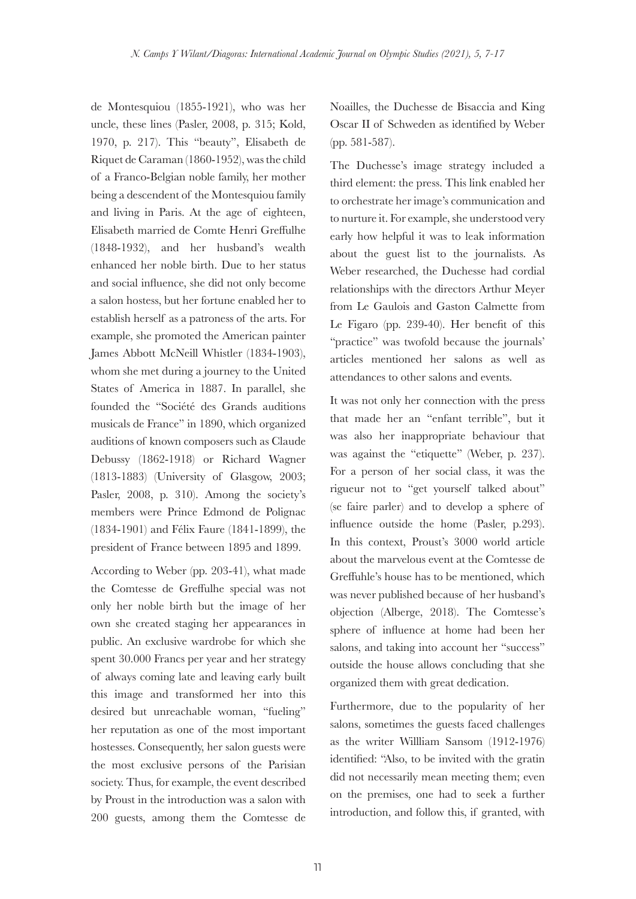de Montesquiou (1855-1921), who was her uncle, these lines (Pasler, 2008, p. 315; Kold, 1970, p. 217). This "beauty", Elisabeth de Riquet de Caraman (1860-1952), was the child of a Franco-Belgian noble family, her mother being a descendent of the Montesquiou family and living in Paris. At the age of eighteen, Elisabeth married de Comte Henri Greffulhe (1848-1932), and her husband's wealth enhanced her noble birth. Due to her status and social influence, she did not only become a salon hostess, but her fortune enabled her to establish herself as a patroness of the arts. For example, she promoted the American painter James Abbott McNeill Whistler (1834-1903), whom she met during a journey to the United States of America in 1887. In parallel, she founded the "Société des Grands auditions musicals de France" in 1890, which organized auditions of known composers such as Claude Debussy (1862-1918) or Richard Wagner (1813-1883) (University of Glasgow, 2003; Pasler, 2008, p. 310). Among the society's members were Prince Edmond de Polignac (1834-1901) and Félix Faure (1841-1899), the president of France between 1895 and 1899.

According to Weber (pp. 203-41), what made the Comtesse de Greffulhe special was not only her noble birth but the image of her own she created staging her appearances in public. An exclusive wardrobe for which she spent 30.000 Francs per year and her strategy of always coming late and leaving early built this image and transformed her into this desired but unreachable woman, "fueling" her reputation as one of the most important hostesses. Consequently, her salon guests were the most exclusive persons of the Parisian society. Thus, for example, the event described by Proust in the introduction was a salon with 200 guests, among them the Comtesse de Noailles, the Duchesse de Bisaccia and King Oscar II of Schweden as identified by Weber (pp. 581-587).

The Duchesse's image strategy included a third element: the press. This link enabled her to orchestrate her image's communication and to nurture it. For example, she understood very early how helpful it was to leak information about the guest list to the journalists. As Weber researched, the Duchesse had cordial relationships with the directors Arthur Meyer from Le Gaulois and Gaston Calmette from Le Figaro (pp. 239-40). Her benefit of this "practice" was twofold because the journals' articles mentioned her salons as well as attendances to other salons and events.

It was not only her connection with the press that made her an "enfant terrible", but it was also her inappropriate behaviour that was against the "etiquette" (Weber, p. 237). For a person of her social class, it was the rigueur not to "get yourself talked about" (se faire parler) and to develop a sphere of influence outside the home (Pasler, p.293). In this context, Proust's 3000 world article about the marvelous event at the Comtesse de Greffuhle's house has to be mentioned, which was never published because of her husband's objection (Alberge, 2018). The Comtesse's sphere of influence at home had been her salons, and taking into account her "success" outside the house allows concluding that she organized them with great dedication.

Furthermore, due to the popularity of her salons, sometimes the guests faced challenges as the writer Willliam Sansom (1912-1976) identified: "Also, to be invited with the gratin did not necessarily mean meeting them; even on the premises, one had to seek a further introduction, and follow this, if granted, with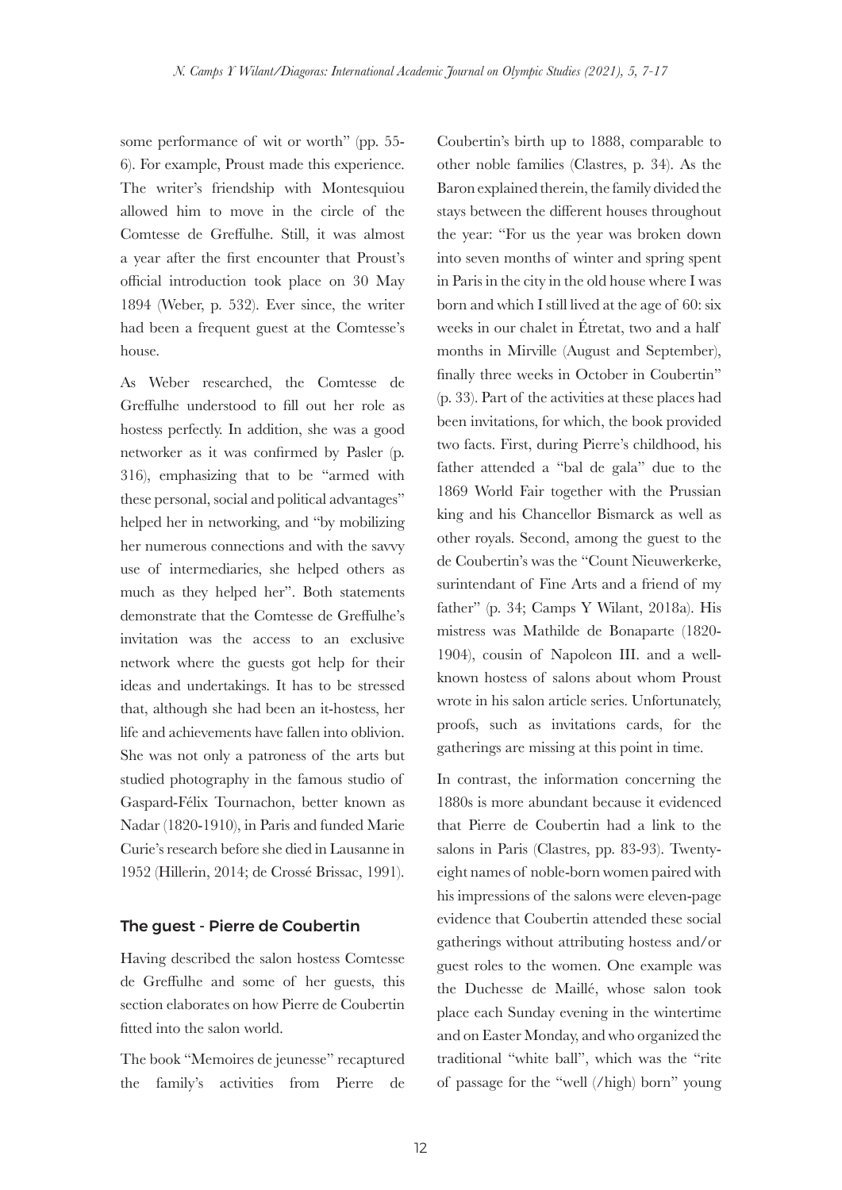some performance of wit or worth" (pp. 55-6). For example, Proust made this experience. The writer's friendship with Montesquiou allowed him to move in the circle of the Comtesse de Greffulhe. Still, it was almost a year after the first encounter that Proust's official introduction took place on 30 May 1894 (Weber, p. 532). Ever since, the writer had been a frequent guest at the Comtesse's house.

As Weber researched, the Comtesse de Greffulhe understood to fill out her role as hostess perfectly. In addition, she was a good networker as it was confirmed by Pasler (p. 316), emphasizing that to be "armed with these personal, social and political advantages" helped her in networking, and "by mobilizing her numerous connections and with the savvy use of intermediaries, she helped others as much as they helped her". Both statements demonstrate that the Comtesse de Greffulhe's invitation was the access to an exclusive network where the guests got help for their ideas and undertakings. It has to be stressed that, although she had been an it-hostess, her life and achievements have fallen into oblivion. She was not only a patroness of the arts but studied photography in the famous studio of Gaspard-Félix Tournachon, better known as Nadar (1820-1910), in Paris and funded Marie Curie's research before she died in Lausanne in 1952 (Hillerin, 2014; de Crossé Brissac, 1991).

## The guest - Pierre de Coubertin

Having described the salon hostess Comtesse de Greffulhe and some of her guests, this section elaborates on how Pierre de Coubertin fitted into the salon world.

The book "Memoires de jeunesse" recaptured the family's activities from Pierre de Coubertin's birth up to 1888, comparable to other noble families (Clastres, p. 34). As the Baron explained therein, the family divided the stays between the different houses throughout the year: "For us the year was broken down into seven months of winter and spring spent in Paris in the city in the old house where I was born and which I still lived at the age of 60: six weeks in our chalet in Étretat, two and a half months in Mirville (August and September), finally three weeks in October in Coubertin" (p. 33). Part of the activities at these places had been invitations, for which, the book provided two facts. First, during Pierre's childhood, his father attended a "bal de gala" due to the 1869 World Fair together with the Prussian king and his Chancellor Bismarck as well as other royals. Second, among the guest to the de Coubertin's was the "Count Nieuwerkerke, surintendant of Fine Arts and a friend of my father" (p. 34; Camps Y Wilant, 2018a). His mistress was Mathilde de Bonaparte (1820-1904), cousin of Napoleon III. and a well-known hostess of salons about whom Proust wrote in his salon article series. Unfortunately, proofs, such as invitations cards, for the gatherings are missing at this point in time.

In contrast, the information concerning the 1880s is more abundant because it evidenced that Pierre de Coubertin had a link to the salons in Paris (Clastres, pp. 83-93). Twenty-eight names of noble-born women paired with his impressions of the salons were eleven-page evidence that Coubertin attended these social gatherings without attributing hostess and/or guest roles to the women. One example was the Duchesse de Maillé, whose salon took place each Sunday evening in the wintertime and on Easter Monday, and who organized the traditional "white ball", which was the "rite of passage for the "well (/high) born" young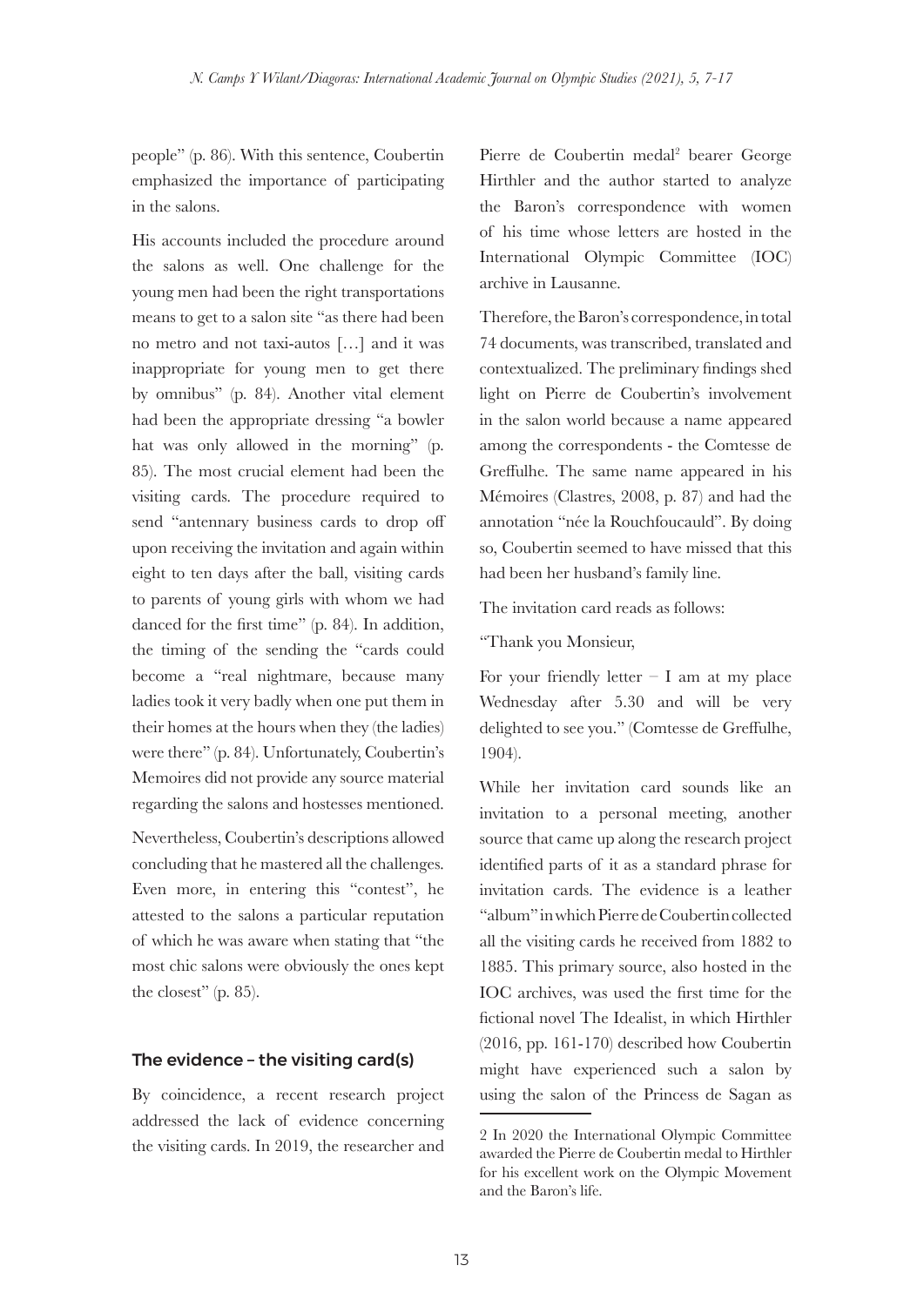people" (p. 86). With this sentence, Coubertin emphasized the importance of participating in the salons.

His accounts included the procedure around the salons as well. One challenge for the young men had been the right transportations means to get to a salon site "as there had been no metro and not taxi-autos […] and it was inappropriate for young men to get there by omnibus" (p. 84). Another vital element had been the appropriate dressing "a bowler hat was only allowed in the morning" (p. 85). The most crucial element had been the visiting cards. The procedure required to send "antennary business cards to drop off upon receiving the invitation and again within eight to ten days after the ball, visiting cards to parents of young girls with whom we had danced for the first time" (p. 84). In addition, the timing of the sending the "cards could become a "real nightmare, because many ladies took it very badly when one put them in their homes at the hours when they (the ladies) were there" (p. 84). Unfortunately, Coubertin's Memoires did not provide any source material regarding the salons and hostesses mentioned.

Nevertheless, Coubertin's descriptions allowed concluding that he mastered all the challenges. Even more, in entering this "contest", he attested to the salons a particular reputation of which he was aware when stating that "the most chic salons were obviously the ones kept the closest" (p. 85).

## The evidence – the visiting card(s)

By coincidence, a recent research project addressed the lack of evidence concerning the visiting cards. In 2019, the researcher and Pierre de Coubertin medal[2] bearer George Hirthler and the author started to analyze the Baron's correspondence with women of his time whose letters are hosted in the International Olympic Committee (IOC) archive in Lausanne.

Therefore, the Baron's correspondence, in total 74 documents, was transcribed, translated and contextualized. The preliminary findings shed light on Pierre de Coubertin's involvement in the salon world because a name appeared among the correspondents - the Comtesse de Greffulhe. The same name appeared in his Mémoires (Clastres, 2008, p. 87) and had the annotation "née la Rouchfoucauld". By doing so, Coubertin seemed to have missed that this had been her husband's family line.

The invitation card reads as follows:

"Thank you Monsieur,

For your friendly letter – I am at my place Wednesday after 5.30 and will be very delighted to see you." (Comtesse de Greffulhe, 1904).

While her invitation card sounds like an invitation to a personal meeting, another source that came up along the research project identified parts of it as a standard phrase for invitation cards. The evidence is a leather "album" in which Pierre de Coubertin collected all the visiting cards he received from 1882 to 1885. This primary source, also hosted in the IOC archives, was used the first time for the fictional novel The Idealist, in which Hirthler (2016, pp. 161-170) described how Coubertin might have experienced such a salon by using the salon of the Princess de Sagan as

2 In 2020 the International Olympic Committee awarded the Pierre de Coubertin medal to Hirthler for his excellent work on the Olympic Movement and the Baron's life.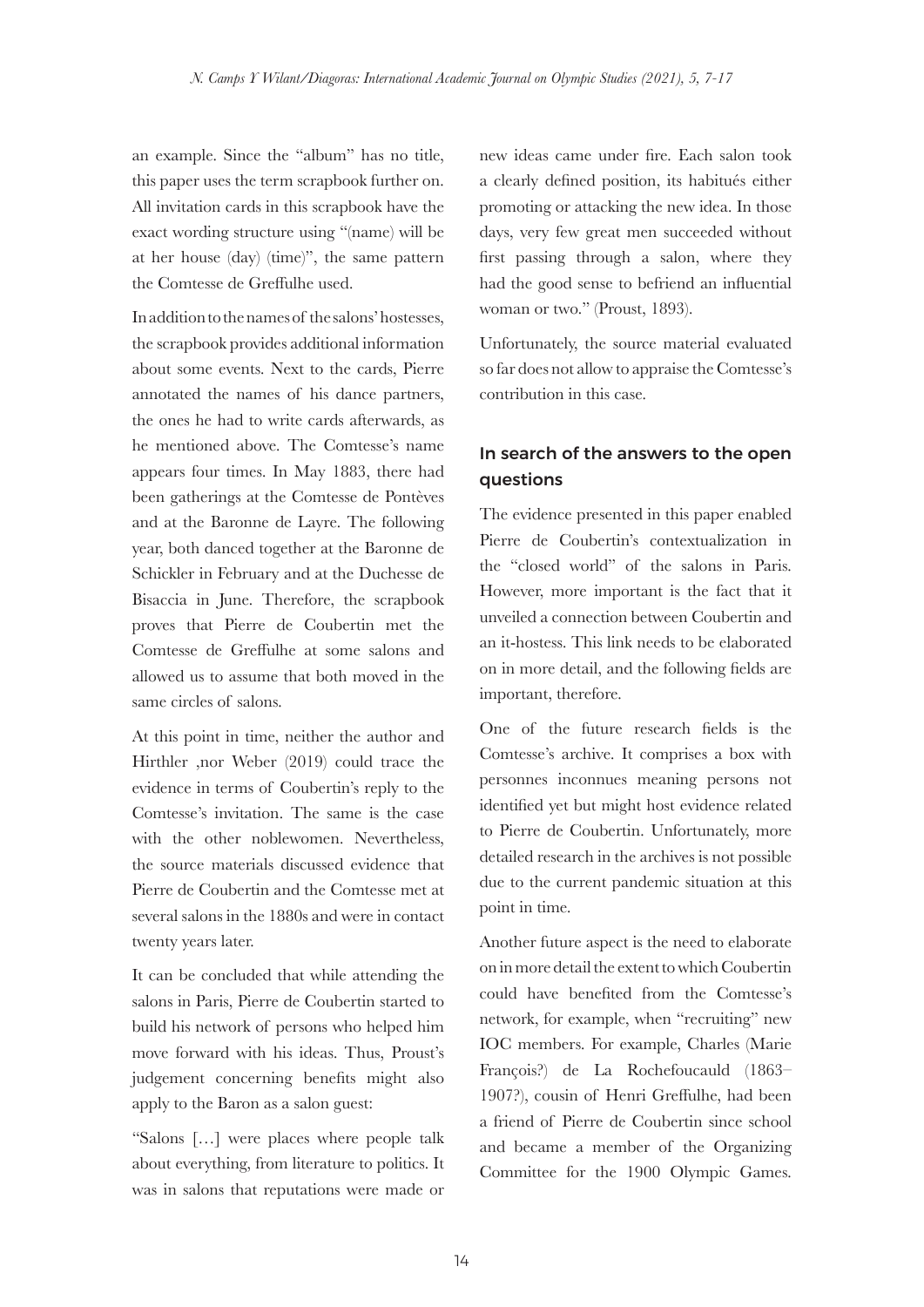an example. Since the "album" has no title, this paper uses the term scrapbook further on. All invitation cards in this scrapbook have the exact wording structure using "(name) will be at her house (day) (time)", the same pattern the Comtesse de Greffulhe used.

In addition to the names of the salons' hostesses, the scrapbook provides additional information about some events. Next to the cards, Pierre annotated the names of his dance partners, the ones he had to write cards afterwards, as he mentioned above. The Comtesse's name appears four times. In May 1883, there had been gatherings at the Comtesse de Pontèves and at the Baronne de Layre. The following year, both danced together at the Baronne de Schickler in February and at the Duchesse de Bisaccia in June. Therefore, the scrapbook proves that Pierre de Coubertin met the Comtesse de Greffulhe at some salons and allowed us to assume that both moved in the same circles of salons.

At this point in time, neither the author and Hirthler ,nor Weber (2019) could trace the evidence in terms of Coubertin's reply to the Comtesse's invitation. The same is the case with the other noblewomen. Nevertheless, the source materials discussed evidence that Pierre de Coubertin and the Comtesse met at several salons in the 1880s and were in contact twenty years later.

It can be concluded that while attending the salons in Paris, Pierre de Coubertin started to build his network of persons who helped him move forward with his ideas. Thus, Proust's judgement concerning benefits might also apply to the Baron as a salon guest:

"Salons […] were places where people talk about everything, from literature to politics. It was in salons that reputations were made or new ideas came under fire. Each salon took a clearly defined position, its habitués either promoting or attacking the new idea. In those days, very few great men succeeded without first passing through a salon, where they had the good sense to befriend an influential woman or two." (Proust, 1893).

Unfortunately, the source material evaluated so far does not allow to appraise the Comtesse's contribution in this case.

## In search of the answers to the open questions

The evidence presented in this paper enabled Pierre de Coubertin's contextualization in the "closed world" of the salons in Paris. However, more important is the fact that it unveiled a connection between Coubertin and an it-hostess. This link needs to be elaborated on in more detail, and the following fields are important, therefore.

One of the future research fields is the Comtesse's archive. It comprises a box with personnes inconnues meaning persons not identified yet but might host evidence related to Pierre de Coubertin. Unfortunately, more detailed research in the archives is not possible due to the current pandemic situation at this point in time.

Another future aspect is the need to elaborate on in more detail the extent to which Coubertin could have benefited from the Comtesse's network, for example, when "recruiting" new IOC members. For example, Charles (Marie François?) de La Rochefoucauld (1863–1907?), cousin of Henri Greffulhe, had been a friend of Pierre de Coubertin since school and became a member of the Organizing Committee for the 1900 Olympic Games.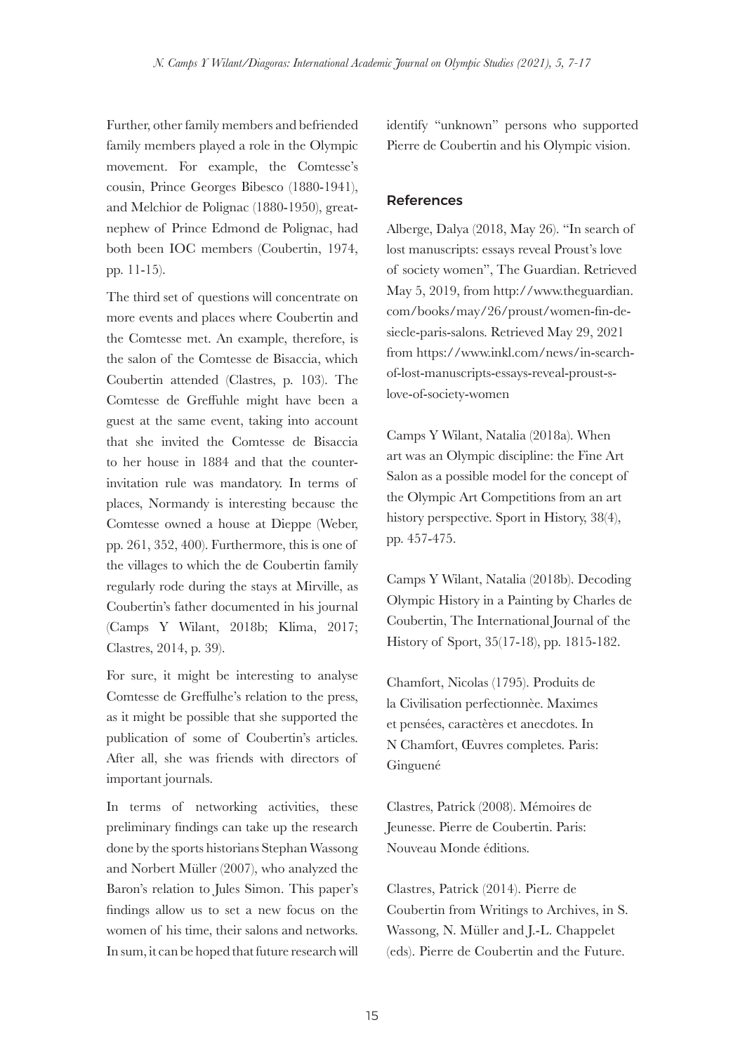Further, other family members and befriended family members played a role in the Olympic movement. For example, the Comtesse's cousin, Prince Georges Bibesco (1880-1941), and Melchior de Polignac (1880-1950), great-nephew of Prince Edmond de Polignac, had both been IOC members (Coubertin, 1974, pp. 11-15).

The third set of questions will concentrate on more events and places where Coubertin and the Comtesse met. An example, therefore, is the salon of the Comtesse de Bisaccia, which Coubertin attended (Clastres, p. 103). The Comtesse de Greffuhle might have been a guest at the same event, taking into account that she invited the Comtesse de Bisaccia to her house in 1884 and that the counter-invitation rule was mandatory. In terms of places, Normandy is interesting because the Comtesse owned a house at Dieppe (Weber, pp. 261, 352, 400). Furthermore, this is one of the villages to which the de Coubertin family regularly rode during the stays at Mirville, as Coubertin's father documented in his journal (Camps Y Wilant, 2018b; Klima, 2017; Clastres, 2014, p. 39).

For sure, it might be interesting to analyse Comtesse de Greffulhe's relation to the press, as it might be possible that she supported the publication of some of Coubertin's articles. After all, she was friends with directors of important journals.

In terms of networking activities, these preliminary findings can take up the research done by the sports historians Stephan Wassong and Norbert Müller (2007), who analyzed the Baron's relation to Jules Simon. This paper's findings allow us to set a new focus on the women of his time, their salons and networks. In sum, it can be hoped that future research will identify "unknown" persons who supported Pierre de Coubertin and his Olympic vision.

## References

Alberge, Dalya (2018, May 26). "In search of lost manuscripts: essays reveal Proust's love of society women", The Guardian. Retrieved May 5, 2019, from http://www.theguardian.com/books/may/26/proust/women-fin-de-siecle-paris-salons. Retrieved May 29, 2021 from https://www.inkl.com/news/in-search-of-lost-manuscripts-essays-reveal-proust-s-love-of-society-women

Camps Y Wilant, Natalia (2018a). When art was an Olympic discipline: the Fine Art Salon as a possible model for the concept of the Olympic Art Competitions from an art history perspective. Sport in History, 38(4), pp. 457-475.

Camps Y Wilant, Natalia (2018b). Decoding Olympic History in a Painting by Charles de Coubertin, The International Journal of the History of Sport, 35(17-18), pp. 1815-182.

Chamfort, Nicolas (1795). Produits de la Civilisation perfectionnèe. Maximes et pensées, caractères et anecdotes. In N Chamfort, Œuvres completes. Paris: Ginguené

Clastres, Patrick (2008). Mémoires de Jeunesse. Pierre de Coubertin. Paris: Nouveau Monde éditions.

Clastres, Patrick (2014). Pierre de Coubertin from Writings to Archives, in S. Wassong, N. Müller and J.-L. Chappelet (eds). Pierre de Coubertin and the Future.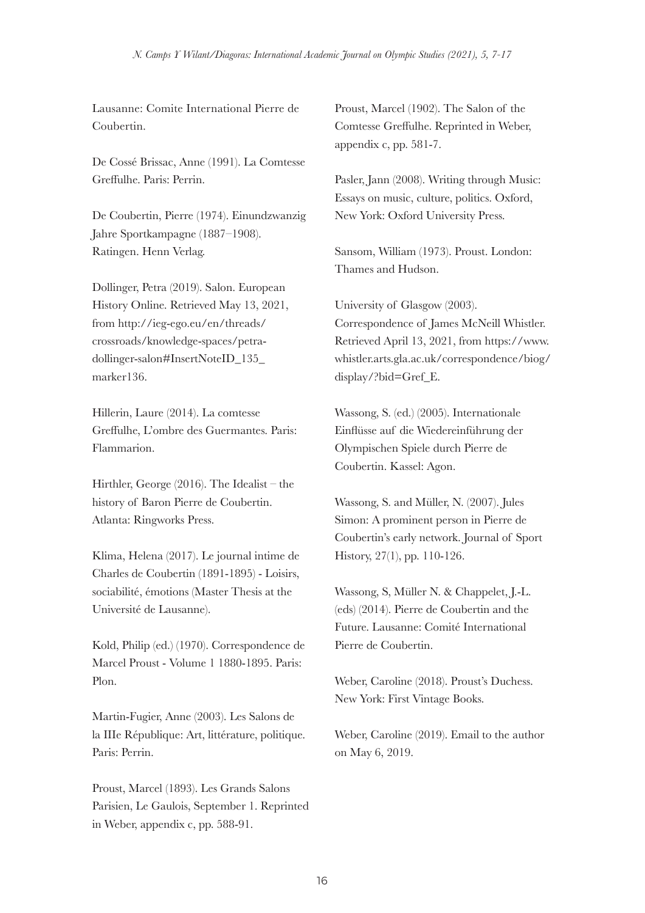Lausanne: Comite International Pierre de Coubertin.

De Cossé Brissac, Anne (1991). La Comtesse Greffulhe. Paris: Perrin.

De Coubertin, Pierre (1974). Einundzwanzig Jahre Sportkampagne (1887–1908). Ratingen. Henn Verlag.

Dollinger, Petra (2019). Salon. European History Online. Retrieved May 13, 2021, from http://ieg-ego.eu/en/threads/crossroads/knowledge-spaces/petra-dollinger-salon#InsertNoteID_135_marker136.

Hillerin, Laure (2014). La comtesse Greffulhe, L'ombre des Guermantes. Paris: Flammarion.

Hirthler, George (2016). The Idealist – the history of Baron Pierre de Coubertin. Atlanta: Ringworks Press.

Klima, Helena (2017). Le journal intime de Charles de Coubertin (1891-1895) - Loisirs, sociabilité, émotions (Master Thesis at the Université de Lausanne).

Kold, Philip (ed.) (1970). Correspondence de Marcel Proust - Volume 1 1880-1895. Paris: Plon.

Martin-Fugier, Anne (2003). Les Salons de la IIIe République: Art, littérature, politique. Paris: Perrin.

Proust, Marcel (1893). Les Grands Salons Parisien, Le Gaulois, September 1. Reprinted in Weber, appendix c, pp. 588-91.

Proust, Marcel (1902). The Salon of the Comtesse Greffulhe. Reprinted in Weber, appendix c, pp. 581-7.

Pasler, Jann (2008). Writing through Music: Essays on music, culture, politics. Oxford, New York: Oxford University Press.

Sansom, William (1973). Proust. London: Thames and Hudson.

University of Glasgow (2003). Correspondence of James McNeill Whistler. Retrieved April 13, 2021, from https://www.whistler.arts.gla.ac.uk/correspondence/biog/display/?bid=Gref_E.

Wassong, S. (ed.) (2005). Internationale Einflüsse auf die Wiedereinführung der Olympischen Spiele durch Pierre de Coubertin. Kassel: Agon.

Wassong, S. and Müller, N. (2007). Jules Simon: A prominent person in Pierre de Coubertin's early network. Journal of Sport History, 27(1), pp. 110-126.

Wassong, S, Müller N. & Chappelet, J.-L. (eds) (2014). Pierre de Coubertin and the Future. Lausanne: Comité International Pierre de Coubertin.

Weber, Caroline (2018). Proust's Duchess. New York: First Vintage Books.

Weber, Caroline (2019). Email to the author on May 6, 2019.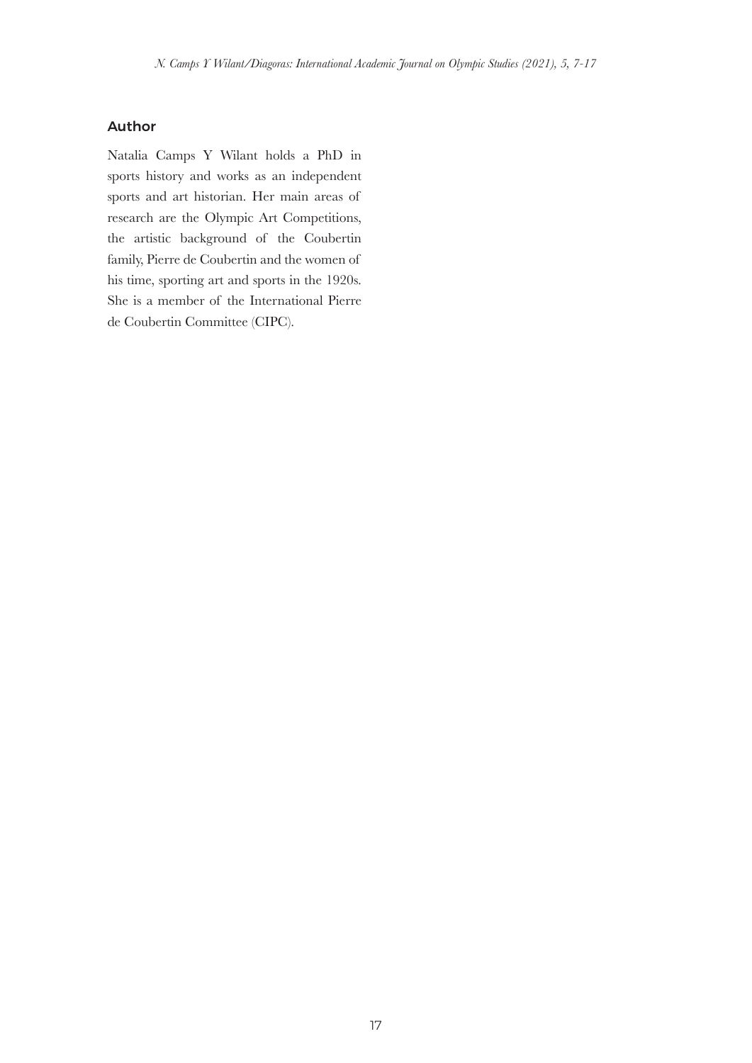## Author

Natalia Camps Y Wilant holds a PhD in sports history and works as an independent sports and art historian. Her main areas of research are the Olympic Art Competitions, the artistic background of the Coubertin family, Pierre de Coubertin and the women of his time, sporting art and sports in the 1920s. She is a member of the International Pierre de Coubertin Committee (CIPC).